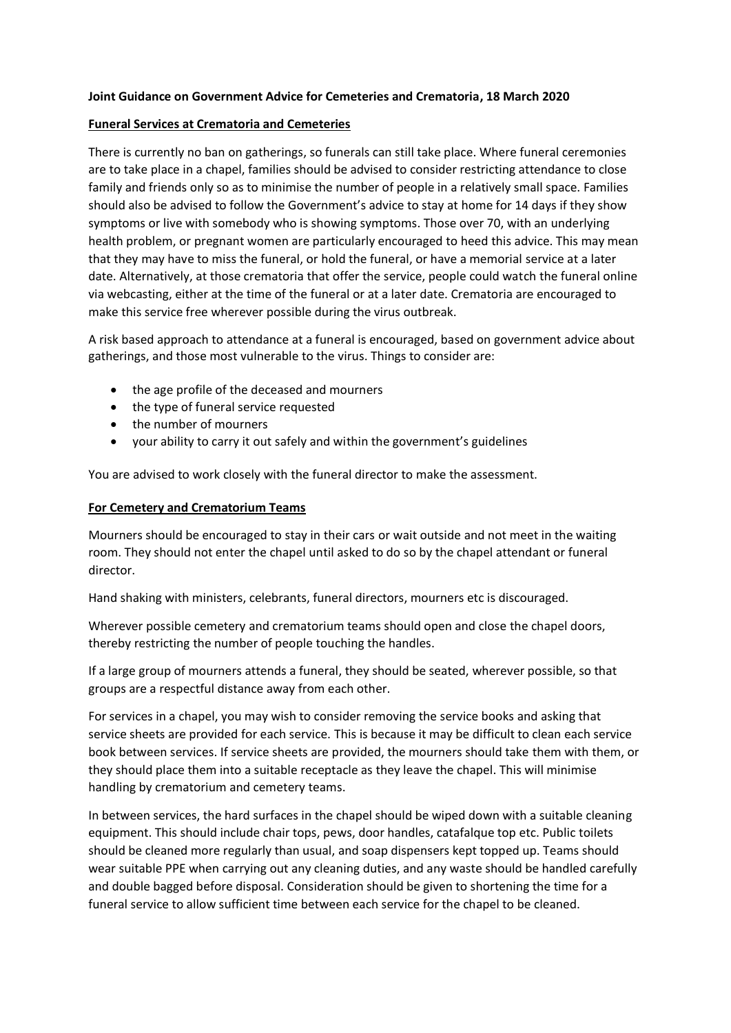**Joint Guidance on Government Advice for Cemeteries and Crematoria, 18 March 2020**

## Funeral Services at Crematoria and Cemeteries

There is currently no ban on gatherings, so funerals can still take place. Where funeral ceremonies are to take place in a chapel, families should be advised to consider restricting attendance to close family and friends only so as to minimise the number of people in a relatively small space. Families should also be advised to follow the Government's advice to stay at home for 14 days if they show symptoms or live with somebody who is showing symptoms. Those over 70, with an underlying health problem, or pregnant women are particularly encouraged to heed this advice. This may mean that they may have to miss the funeral, or hold the funeral, or have a memorial service at a later date. Alternatively, at those crematoria that offer the service, people could watch the funeral online via webcasting, either at the time of the funeral or at a later date. Crematoria are encouraged to make this service free wherever possible during the virus outbreak.

A risk based approach to attendance at a funeral is encouraged, based on government advice about gatherings, and those most vulnerable to the virus. Things to consider are:

- the age profile of the deceased and mourners
- the type of funeral service requested
- the number of mourners
- your ability to carry it out safely and within the government's guidelines

You are advised to work closely with the funeral director to make the assessment.

## For Cemetery and Crematorium Teams

Mourners should be encouraged to stay in their cars or wait outside and not meet in the waiting room. They should not enter the chapel until asked to do so by the chapel attendant or funeral director.

Hand shaking with ministers, celebrants, funeral directors, mourners etc is discouraged.

Wherever possible cemetery and crematorium teams should open and close the chapel doors, thereby restricting the number of people touching the handles.

If a large group of mourners attends a funeral, they should be seated, wherever possible, so that groups are a respectful distance away from each other.

For services in a chapel, you may wish to consider removing the service books and asking that service sheets are provided for each service. This is because it may be difficult to clean each service book between services. If service sheets are provided, the mourners should take them with them, or they should place them into a suitable receptacle as they leave the chapel. This will minimise handling by crematorium and cemetery teams.

In between services, the hard surfaces in the chapel should be wiped down with a suitable cleaning equipment. This should include chair tops, pews, door handles, catafalque top etc. Public toilets should be cleaned more regularly than usual, and soap dispensers kept topped up. Teams should wear suitable PPE when carrying out any cleaning duties, and any waste should be handled carefully and double bagged before disposal. Consideration should be given to shortening the time for a funeral service to allow sufficient time between each service for the chapel to be cleaned.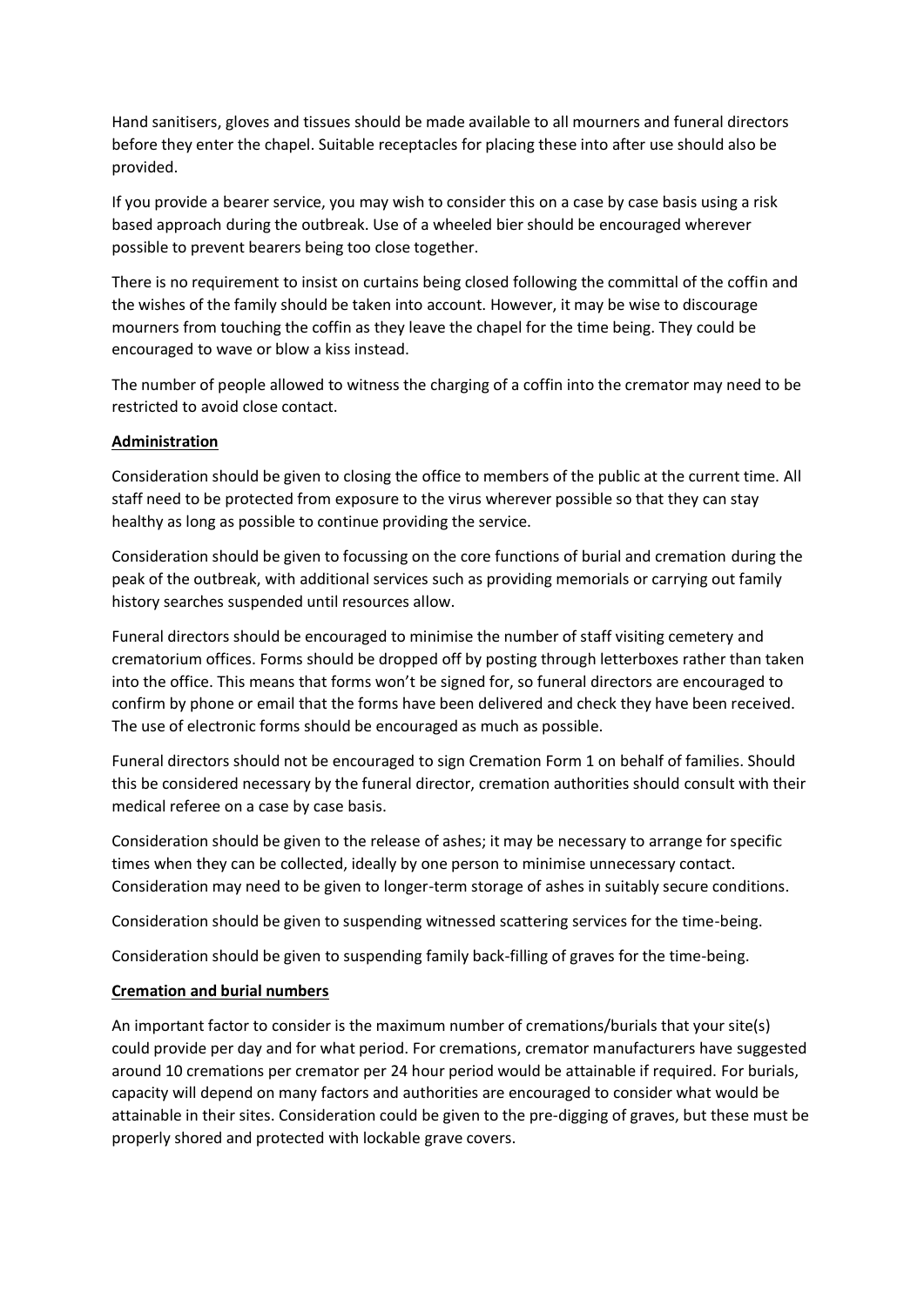Hand sanitisers, gloves and tissues should be made available to all mourners and funeral directors before they enter the chapel. Suitable receptacles for placing these into after use should also be provided.

If you provide a bearer service, you may wish to consider this on a case by case basis using a risk based approach during the outbreak. Use of a wheeled bier should be encouraged wherever possible to prevent bearers being too close together.

There is no requirement to insist on curtains being closed following the committal of the coffin and the wishes of the family should be taken into account. However, it may be wise to discourage mourners from touching the coffin as they leave the chapel for the time being. They could be encouraged to wave or blow a kiss instead.

The number of people allowed to witness the charging of a coffin into the cremator may need to be restricted to avoid close contact.

**Administration**

Consideration should be given to closing the office to members of the public at the current time. All staff need to be protected from exposure to the virus wherever possible so that they can stay healthy as long as possible to continue providing the service.

Consideration should be given to focussing on the core functions of burial and cremation during the peak of the outbreak, with additional services such as providing memorials or carrying out family history searches suspended until resources allow.

Funeral directors should be encouraged to minimise the number of staff visiting cemetery and crematorium offices. Forms should be dropped off by posting through letterboxes rather than taken into the office. This means that forms won't be signed for, so funeral directors are encouraged to confirm by phone or email that the forms have been delivered and check they have been received. The use of electronic forms should be encouraged as much as possible.

Funeral directors should not be encouraged to sign Cremation Form 1 on behalf of families. Should this be considered necessary by the funeral director, cremation authorities should consult with their medical referee on a case by case basis.

Consideration should be given to the release of ashes; it may be necessary to arrange for specific times when they can be collected, ideally by one person to minimise unnecessary contact. Consideration may need to be given to longer-term storage of ashes in suitably secure conditions.

Consideration should be given to suspending witnessed scattering services for the time-being.

Consideration should be given to suspending family back-filling of graves for the time-being.

**Cremation and burial numbers**

An important factor to consider is the maximum number of cremations/burials that your site(s) could provide per day and for what period. For cremations, cremator manufacturers have suggested around 10 cremations per cremator per 24 hour period would be attainable if required. For burials, capacity will depend on many factors and authorities are encouraged to consider what would be attainable in their sites. Consideration could be given to the pre-digging of graves, but these must be properly shored and protected with lockable grave covers.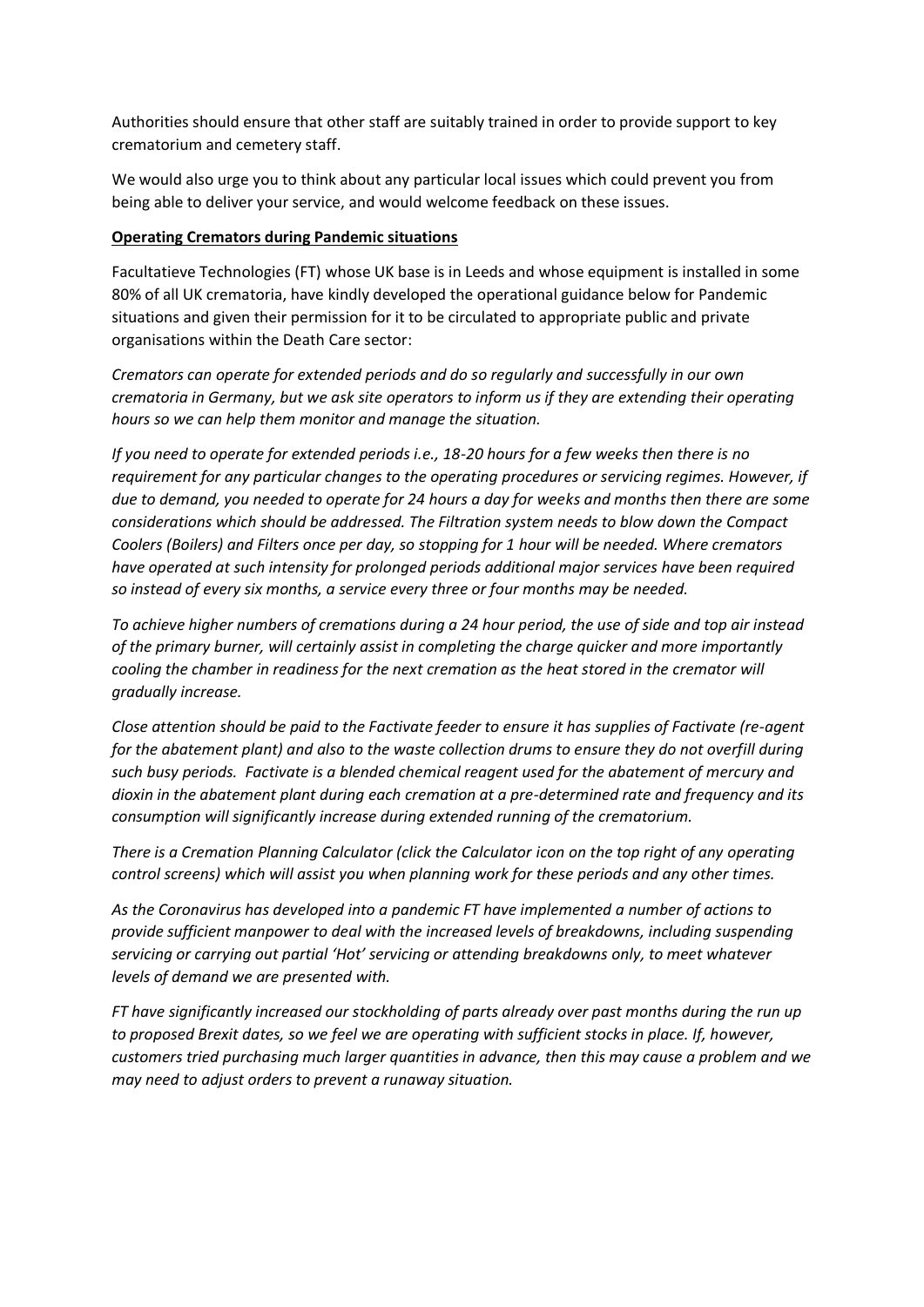Authorities should ensure that other staff are suitably trained in order to provide support to key crematorium and cemetery staff.

We would also urge you to think about any particular local issues which could prevent you from being able to deliver your service, and would welcome feedback on these issues.

**Operating Cremators during Pandemic situations**

Facultatieve Technologies (FT) whose UK base is in Leeds and whose equipment is installed in some 80% of all UK crematoria, have kindly developed the operational guidance below for Pandemic situations and given their permission for it to be circulated to appropriate public and private organisations within the Death Care sector:

*Cremators can operate for extended periods and do so regularly and successfully in our own crematoria in Germany, but we ask site operators to inform us if they are extending their operating hours so we can help them monitor and manage the situation.*

*If you need to operate for extended periods i.e., 18-20 hours for a few weeks then there is no requirement for any particular changes to the operating procedures or servicing regimes. However, if due to demand, you needed to operate for 24 hours a day for weeks and months then there are some considerations which should be addressed. The Filtration system needs to blow down the Compact Coolers (Boilers) and Filters once per day, so stopping for 1 hour will be needed. Where cremators have operated at such intensity for prolonged periods additional major services have been required so instead of every six months, a service every three or four months may be needed.*

*To achieve higher numbers of cremations during a 24 hour period, the use of side and top air instead of the primary burner, will certainly assist in completing the charge quicker and more importantly cooling the chamber in readiness for the next cremation as the heat stored in the cremator will gradually increase.*

*Close attention should be paid to the Factivate feeder to ensure it has supplies of Factivate (re-agent for the abatement plant) and also to the waste collection drums to ensure they do not overfill during such busy periods. Factivate is a blended chemical reagent used for the abatement of mercury and dioxin in the abatement plant during each cremation at a pre-determined rate and frequency and its consumption will significantly increase during extended running of the crematorium.*

*There is a Cremation Planning Calculator (click the Calculator icon on the top right of any operating control screens) which will assist you when planning work for these periods and any other times.*

*As the Coronavirus has developed into a pandemic FT have implemented a number of actions to provide sufficient manpower to deal with the increased levels of breakdowns, including suspending servicing or carrying out partial 'Hot' servicing or attending breakdowns only, to meet whatever levels of demand we are presented with.*

*FT have significantly increased our stockholding of parts already over past months during the run up to proposed Brexit dates, so we feel we are operating with sufficient stocks in place. If, however, customers tried purchasing much larger quantities in advance, then this may cause a problem and we may need to adjust orders to prevent a runaway situation.*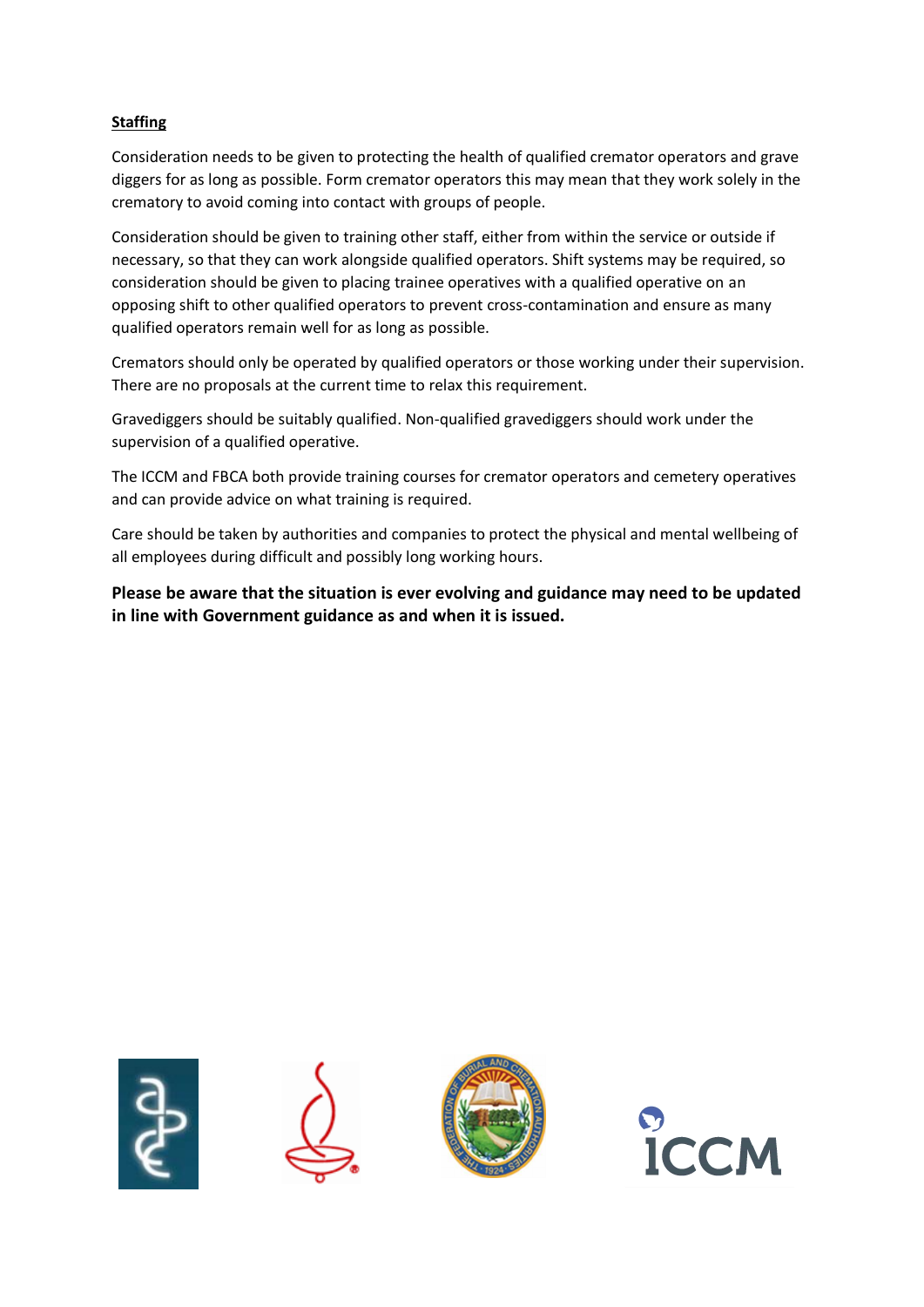**Staffing**

Consideration needs to be given to protecting the health of qualified cremator operators and grave diggers for as long as possible. Form cremator operators this may mean that they work solely in the crematory to avoid coming into contact with groups of people.

Consideration should be given to training other staff, either from within the service or outside if necessary, so that they can work alongside qualified operators. Shift systems may be required, so consideration should be given to placing trainee operatives with a qualified operative on an opposing shift to other qualified operators to prevent cross-contamination and ensure as many qualified operators remain well for as long as possible.

Cremators should only be operated by qualified operators or those working under their supervision. There are no proposals at the current time to relax this requirement.

Gravediggers should be suitably qualified. Non-qualified gravediggers should work under the supervision of a qualified operative.

The ICCM and FBCA both provide training courses for cremator operators and cemetery operatives and can provide advice on what training is required.

Care should be taken by authorities and companies to protect the physical and mental wellbeing of all employees during difficult and possibly long working hours.

**Please be aware that the situation is ever evolving and guidance may need to be updated in line with Government guidance as and when it is issued.**